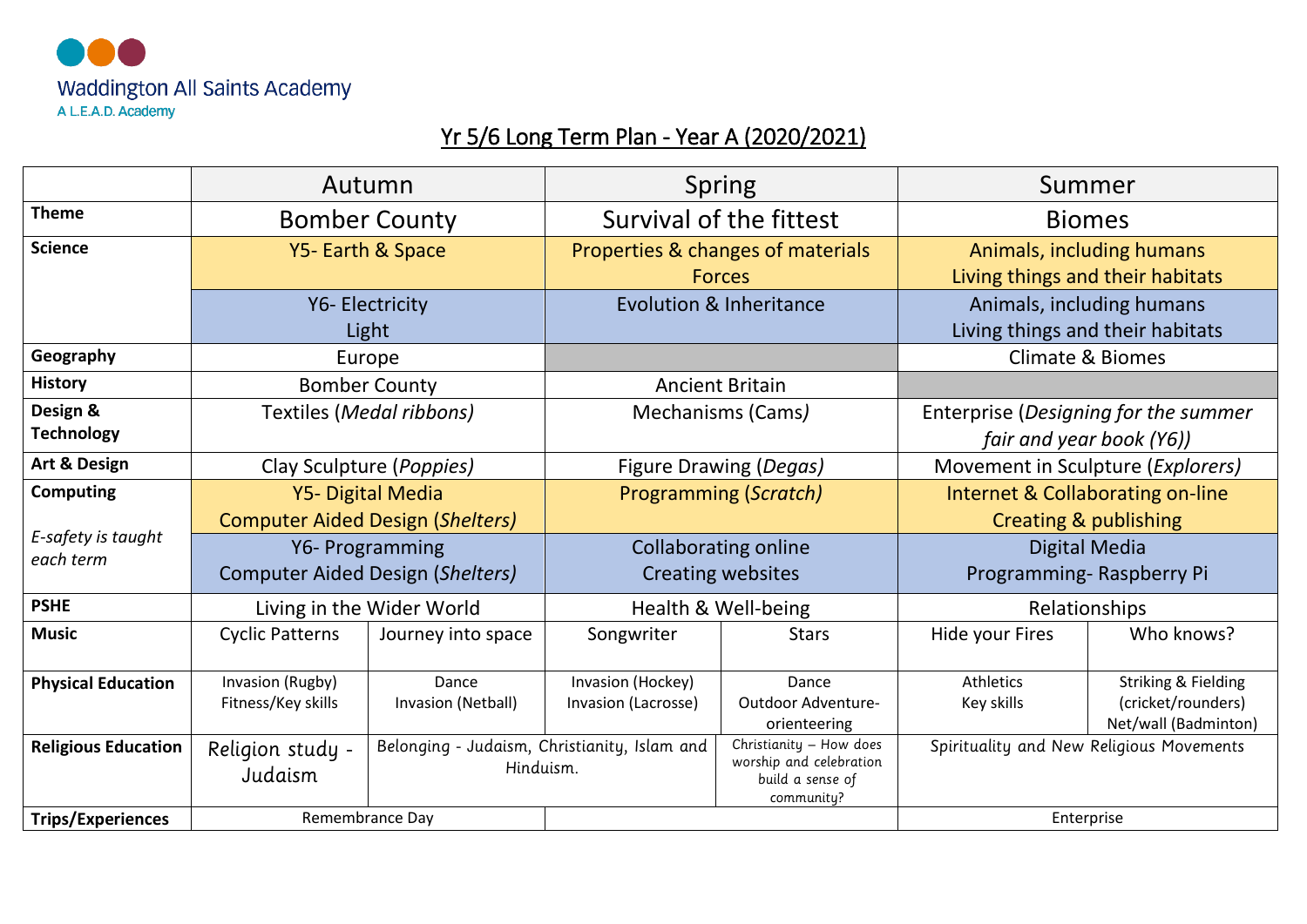Waddington All Saints Academy
A L.E.A.D. Academy

# Yr 5/6 Long Term Plan - Year A (2020/2021)

| | Autumn | | Spring | | Summer | |
|---|---|---|---|---|---|---|
| **Theme** | Bomber County | | Survival of the fittest | | Biomes | |
| **Science** | Y5- Earth & Space | | Properties & changes of materials<br>Forces | | Animals, including humans<br>Living things and their habitats | |
| | Y6- Electricity<br>Light | | Evolution & Inheritance | | Animals, including humans<br>Living things and their habitats | |
| **Geography** | Europe | | | | Climate & Biomes | |
| **History** | Bomber County | | Ancient Britain | | | |
| **Design & Technology** | Textiles (*Medal ribbons)* | | Mechanisms (Cams*)* | | Enterprise (*Designing for the summer fair and year book (Y6))* | |
| **Art & Design** | Clay Sculpture (*Poppies)* | | Figure Drawing (*Degas)* | | Movement in Sculpture (*Explorers)* | |
| **Computing**<br>*E-safety is taught each term* | Y5- Digital Media<br>Computer Aided Design (*Shelters)* | | Programming (*Scratch)* | | Internet & Collaborating on-line<br>Creating & publishing | |
| | Y6- Programming<br>Computer Aided Design (*Shelters)* | | Collaborating online<br>Creating websites | | Digital Media<br>Programming- Raspberry Pi | |
| **PSHE** | Living in the Wider World | | Health & Well-being | | Relationships | |
| **Music** | Cyclic Patterns | Journey into space | Songwriter | Stars | Hide your Fires | Who knows? |
| **Physical Education** | Invasion (Rugby)<br>Fitness/Key skills | Dance<br>Invasion (Netball) | Invasion (Hockey)<br>Invasion (Lacrosse) | Dance<br>Outdoor Adventure-orienteering | Athletics<br>Key skills | Striking & Fielding (cricket/rounders)<br>Net/wall (Badminton) |
| **Religious Education** | Religion study - Judaism | Belonging - Judaism, Christianity, Islam and Hinduism. | | Christianity – How does worship and celebration build a sense of community? | Spirituality and New Religious Movements | |
| **Trips/Experiences** | Remembrance Day | | | | Enterprise | |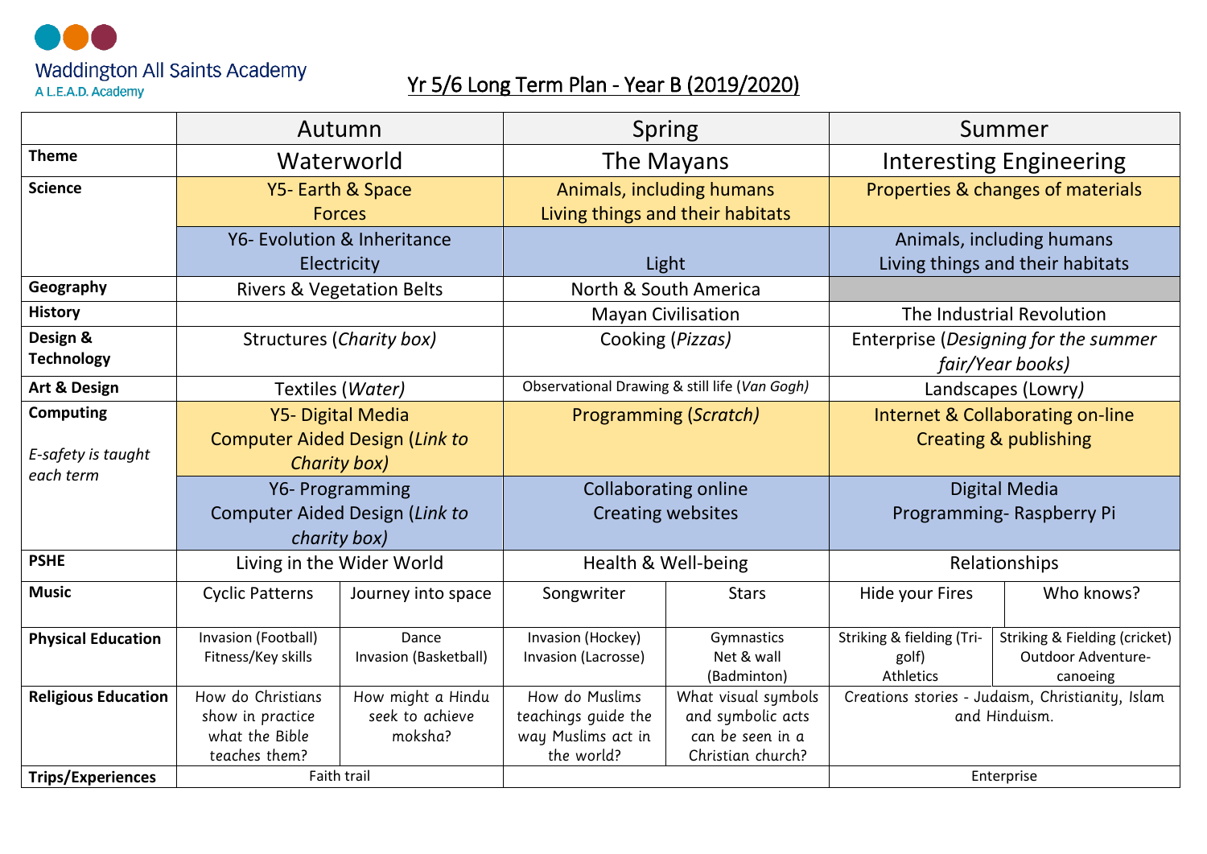Waddington All Saints Academy
A L.E.A.D. Academy

# Yr 5/6 Long Term Plan - Year B (2019/2020)

| | Autumn | | Spring | | Summer | |
|---|---|---|---|---|---|---|
| **Theme** | Waterworld | | The Mayans | | Interesting Engineering | |
| **Science** | Y5- Earth & Space<br>Forces | | Animals, including humans<br>Living things and their habitats | | Properties & changes of materials | |
| | Y6- Evolution & Inheritance<br>Electricity | | Light | | Animals, including humans<br>Living things and their habitats | |
| **Geography** | Rivers & Vegetation Belts | | North & South America | | | |
| **History** | | | Mayan Civilisation | | The Industrial Revolution | |
| **Design & Technology** | Structures (*Charity box*) | | Cooking (*Pizzas*) | | Enterprise (*Designing for the summer fair/Year books*) | |
| **Art & Design** | Textiles (*Water*) | | Observational Drawing & still life (*Van Gogh*) | | Landscapes (Lowry*)* | |
| **Computing**<br><br>*E-safety is taught each term* | Y5- Digital Media<br>Computer Aided Design (*Link to Charity box)* | | Programming (*Scratch)* | | Internet & Collaborating on-line<br>Creating & publishing | |
| | Y6- Programming<br>Computer Aided Design (*Link to charity box)* | | Collaborating online<br>Creating websites | | Digital Media<br>Programming- Raspberry Pi | |
| **PSHE** | Living in the Wider World | | Health & Well-being | | Relationships | |
| **Music** | Cyclic Patterns | Journey into space | Songwriter | Stars | Hide your Fires | Who knows? |
| **Physical Education** | Invasion (Football)<br>Fitness/Key skills | Dance<br>Invasion (Basketball) | Invasion (Hockey)<br>Invasion (Lacrosse) | Gymnastics<br>Net & wall (Badminton) | Striking & fielding (Tri-golf)<br>Athletics | Striking & Fielding (cricket)<br>Outdoor Adventure- canoeing |
| **Religious Education** | How do Christians show in practice what the Bible teaches them? | How might a Hindu seek to achieve moksha? | How do Muslims teachings guide the way Muslims act in the world? | What visual symbols and symbolic acts can be seen in a Christian church? | Creations stories - Judaism, Christianity, Islam and Hinduism. | |
| **Trips/Experiences** | Faith trail | | | | Enterprise | |